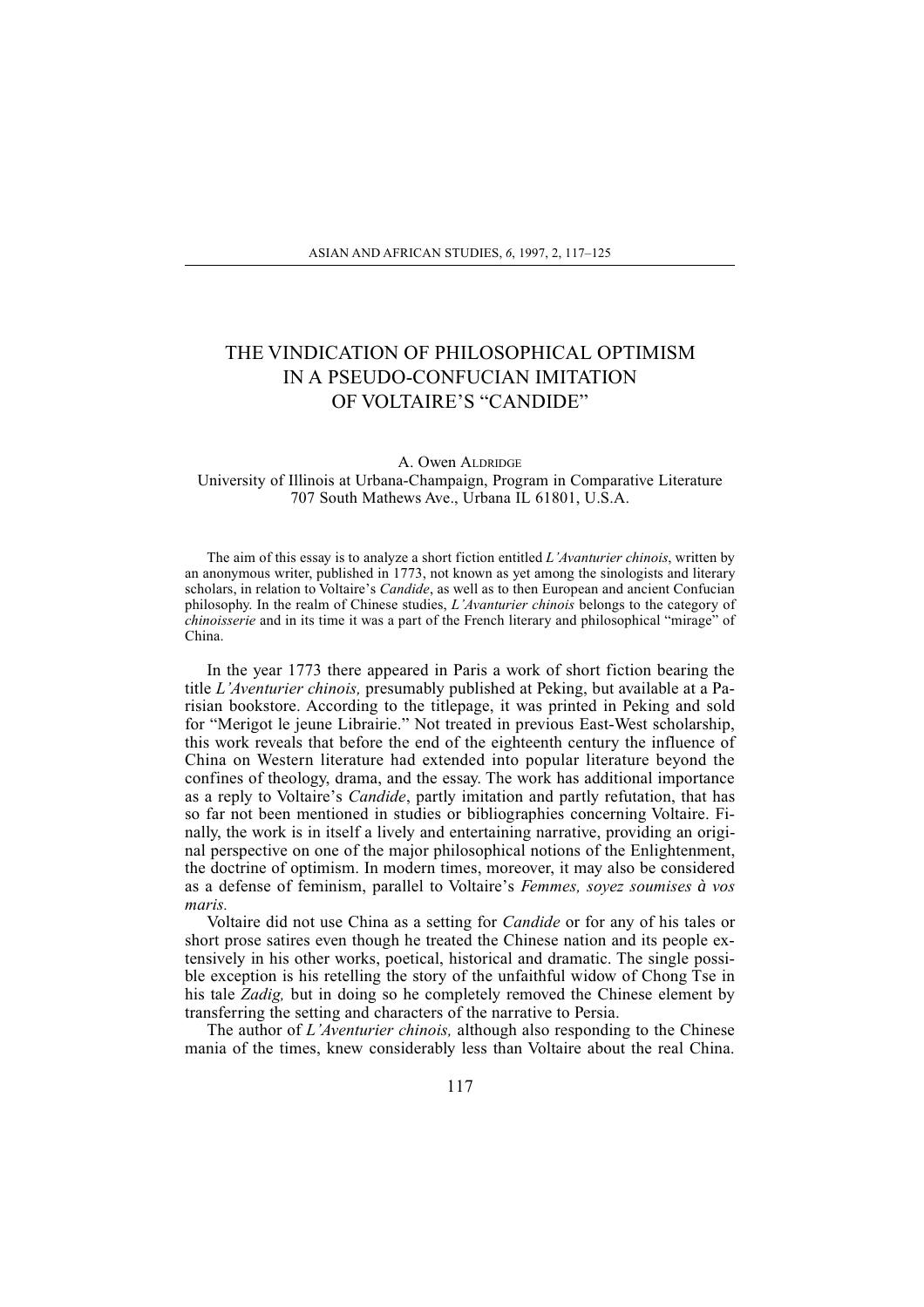# THE VINDICATION OF PHILOSOPHICAL OPTIMISM IN A PSEUDO-CONFUCIAN IMITATION OF VOLTAIRE'S "CANDIDE"

A. Owen Aldridge
University of Illinois at Urbana-Champaign, Program in Comparative Literature
707 South Mathews Ave., Urbana IL 61801, U.S.A.

The aim of this essay is to analyze a short fiction entitled *L'Avanturier chinois*, written by an anonymous writer, published in 1773, not known as yet among the sinologists and literary scholars, in relation to Voltaire's *Candide*, as well as to then European and ancient Confucian philosophy. In the realm of Chinese studies, *L'Avanturier chinois* belongs to the category of *chinoisserie* and in its time it was a part of the French literary and philosophical "mirage" of China.

In the year 1773 there appeared in Paris a work of short fiction bearing the title *L'Aventurier chinois,* presumably published at Peking, but available at a Parisian bookstore. According to the titlepage, it was printed in Peking and sold for "Merigot le jeune Librairie." Not treated in previous East-West scholarship, this work reveals that before the end of the eighteenth century the influence of China on Western literature had extended into popular literature beyond the confines of theology, drama, and the essay. The work has additional importance as a reply to Voltaire's *Candide*, partly imitation and partly refutation, that has so far not been mentioned in studies or bibliographies concerning Voltaire. Finally, the work is in itself a lively and entertaining narrative, providing an original perspective on one of the major philosophical notions of the Enlightenment, the doctrine of optimism. In modern times, moreover, it may also be considered as a defense of feminism, parallel to Voltaire's *Femmes, soyez soumises à vos maris.*

Voltaire did not use China as a setting for *Candide* or for any of his tales or short prose satires even though he treated the Chinese nation and its people extensively in his other works, poetical, historical and dramatic. The single possible exception is his retelling the story of the unfaithful widow of Chong Tse in his tale *Zadig,* but in doing so he completely removed the Chinese element by transferring the setting and characters of the narrative to Persia.

The author of *L'Aventurier chinois,* although also responding to the Chinese mania of the times, knew considerably less than Voltaire about the real China.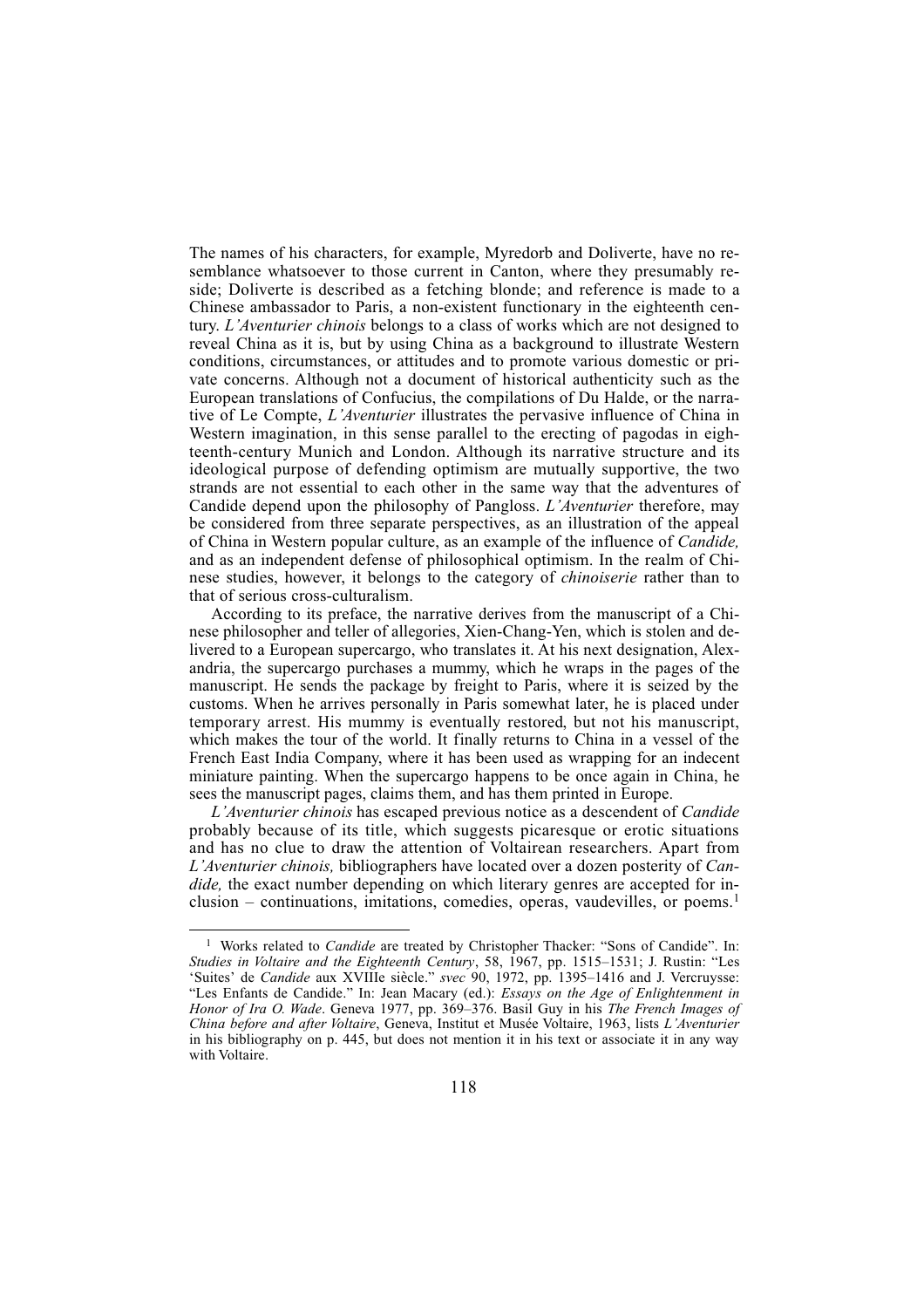The names of his characters, for example, Myredorb and Doliverte, have no resemblance whatsoever to those current in Canton, where they presumably reside; Doliverte is described as a fetching blonde; and reference is made to a Chinese ambassador to Paris, a non-existent functionary in the eighteenth century. *L'Aventurier chinois* belongs to a class of works which are not designed to reveal China as it is, but by using China as a background to illustrate Western conditions, circumstances, or attitudes and to promote various domestic or private concerns. Although not a document of historical authenticity such as the European translations of Confucius, the compilations of Du Halde, or the narrative of Le Compte, *L'Aventurier* illustrates the pervasive influence of China in Western imagination, in this sense parallel to the erecting of pagodas in eighteenth-century Munich and London. Although its narrative structure and its ideological purpose of defending optimism are mutually supportive, the two strands are not essential to each other in the same way that the adventures of Candide depend upon the philosophy of Pangloss. *L'Aventurier* therefore, may be considered from three separate perspectives, as an illustration of the appeal of China in Western popular culture, as an example of the influence of *Candide,* and as an independent defense of philosophical optimism. In the realm of Chinese studies, however, it belongs to the category of *chinoiserie* rather than to that of serious cross-culturalism.

According to its preface, the narrative derives from the manuscript of a Chinese philosopher and teller of allegories, Xien-Chang-Yen, which is stolen and delivered to a European supercargo, who translates it. At his next designation, Alexandria, the supercargo purchases a mummy, which he wraps in the pages of the manuscript. He sends the package by freight to Paris, where it is seized by the customs. When he arrives personally in Paris somewhat later, he is placed under temporary arrest. His mummy is eventually restored, but not his manuscript, which makes the tour of the world. It finally returns to China in a vessel of the French East India Company, where it has been used as wrapping for an indecent miniature painting. When the supercargo happens to be once again in China, he sees the manuscript pages, claims them, and has them printed in Europe.

*L'Aventurier chinois* has escaped previous notice as a descendent of *Candide* probably because of its title, which suggests picaresque or erotic situations and has no clue to draw the attention of Voltairean researchers. Apart from *L'Aventurier chinois,* bibliographers have located over a dozen posterity of *Candide,* the exact number depending on which literary genres are accepted for inclusion – continuations, imitations, comedies, operas, vaudevilles, or poems.[1]

---

[1] Works related to *Candide* are treated by Christopher Thacker: "Sons of Candide". In: *Studies in Voltaire and the Eighteenth Century*, 58, 1967, pp. 1515–1531; J. Rustin: "Les 'Suites' de *Candide* aux XVIIIe siècle." *svec* 90, 1972, pp. 1395–1416 and J. Vercruysse: "Les Enfants de Candide." In: Jean Macary (ed.): *Essays on the Age of Enlightenment in Honor of Ira O. Wade*. Geneva 1977, pp. 369–376. Basil Guy in his *The French Images of China before and after Voltaire*, Geneva, Institut et Musée Voltaire, 1963, lists *L'Aventurier* in his bibliography on p. 445, but does not mention it in his text or associate it in any way with Voltaire.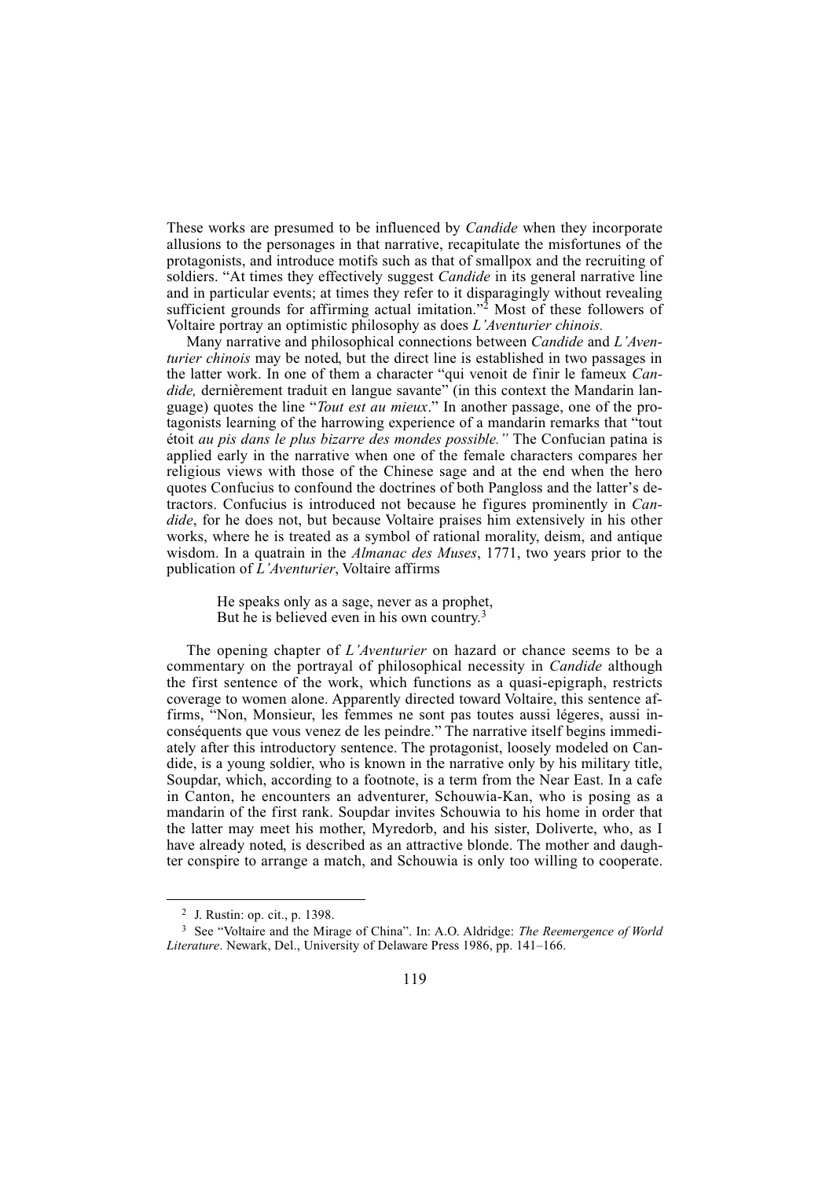These works are presumed to be influenced by *Candide* when they incorporate allusions to the personages in that narrative, recapitulate the misfortunes of the protagonists, and introduce motifs such as that of smallpox and the recruiting of soldiers. "At times they effectively suggest *Candide* in its general narrative line and in particular events; at times they refer to it disparagingly without revealing sufficient grounds for affirming actual imitation."[2] Most of these followers of Voltaire portray an optimistic philosophy as does *L'Aventurier chinois.*

Many narrative and philosophical connections between *Candide* and *L'Aventurier chinois* may be noted, but the direct line is established in two passages in the latter work. In one of them a character "qui venoit de finir le fameux *Candide,* dernièrement traduit en langue savante" (in this context the Mandarin language) quotes the line "*Tout est au mieux*." In another passage, one of the protagonists learning of the harrowing experience of a mandarin remarks that "tout étoit *au pis dans le plus bizarre des mondes possible."* The Confucian patina is applied early in the narrative when one of the female characters compares her religious views with those of the Chinese sage and at the end when the hero quotes Confucius to confound the doctrines of both Pangloss and the latter's detractors. Confucius is introduced not because he figures prominently in *Candide*, for he does not, but because Voltaire praises him extensively in his other works, where he is treated as a symbol of rational morality, deism, and antique wisdom. In a quatrain in the *Almanac des Muses*, 1771, two years prior to the publication of *L'Aventurier*, Voltaire affirms

> He speaks only as a sage, never as a prophet,
> But he is believed even in his own country.[3]

The opening chapter of *L'Aventurier* on hazard or chance seems to be a commentary on the portrayal of philosophical necessity in *Candide* although the first sentence of the work, which functions as a quasi-epigraph, restricts coverage to women alone. Apparently directed toward Voltaire, this sentence affirms, "Non, Monsieur, les femmes ne sont pas toutes aussi légeres, aussi inconséquents que vous venez de les peindre." The narrative itself begins immediately after this introductory sentence. The protagonist, loosely modeled on Candide, is a young soldier, who is known in the narrative only by his military title, Soupdar, which, according to a footnote, is a term from the Near East. In a cafe in Canton, he encounters an adventurer, Schouwia-Kan, who is posing as a mandarin of the first rank. Soupdar invites Schouwia to his home in order that the latter may meet his mother, Myredorb, and his sister, Doliverte, who, as I have already noted, is described as an attractive blonde. The mother and daughter conspire to arrange a match, and Schouwia is only too willing to cooperate.

---

[2] J. Rustin: op. cit., p. 1398.

[3] See "Voltaire and the Mirage of China". In: A.O. Aldridge: *The Reemergence of World Literature*. Newark, Del., University of Delaware Press 1986, pp. 141–166.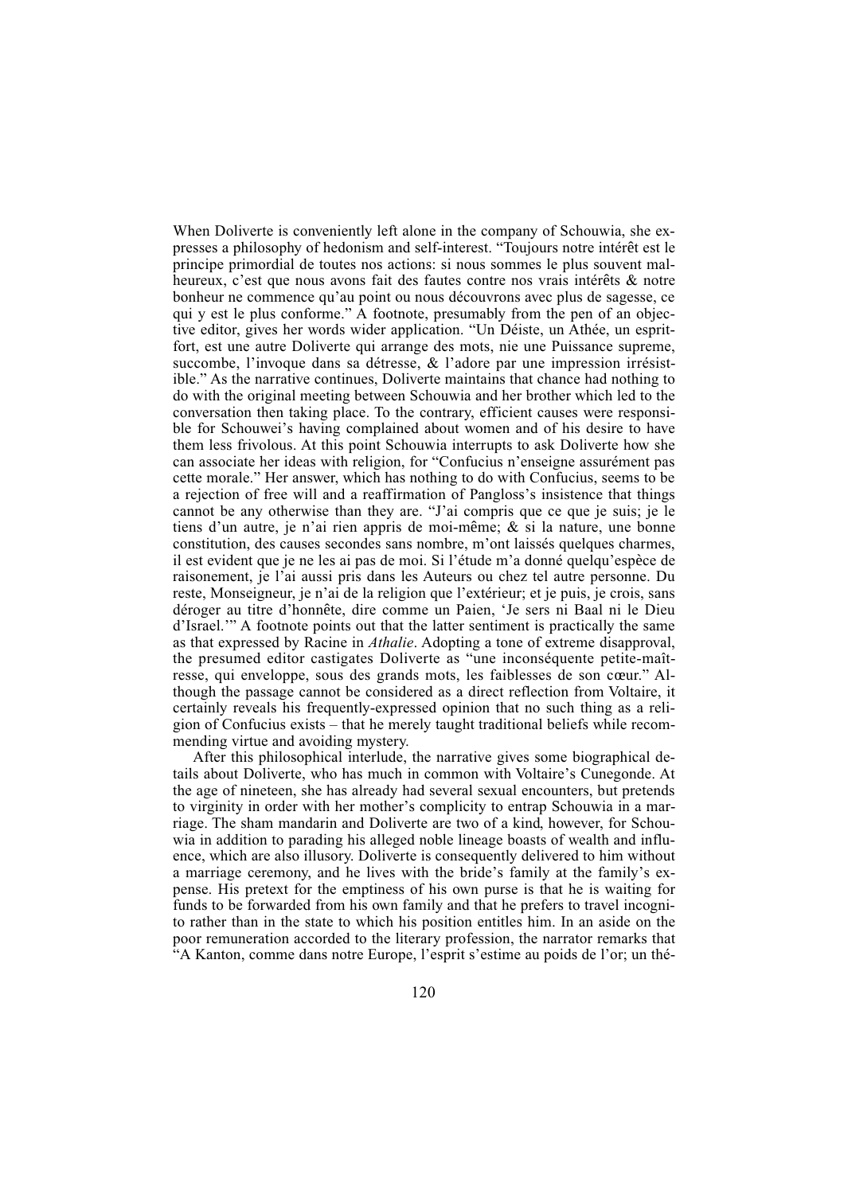When Doliverte is conveniently left alone in the company of Schouwia, she expresses a philosophy of hedonism and self-interest. "Toujours notre intérêt est le principe primordial de toutes nos actions: si nous sommes le plus souvent malheureux, c'est que nous avons fait des fautes contre nos vrais intérêts & notre bonheur ne commence qu'au point ou nous découvrons avec plus de sagesse, ce qui y est le plus conforme." A footnote, presumably from the pen of an objective editor, gives her words wider application. "Un Déiste, un Athée, un esprit-fort, est une autre Doliverte qui arrange des mots, nie une Puissance supreme, succombe, l'invoque dans sa détresse, & l'adore par une impression irrésistible." As the narrative continues, Doliverte maintains that chance had nothing to do with the original meeting between Schouwia and her brother which led to the conversation then taking place. To the contrary, efficient causes were responsible for Schouwei's having complained about women and of his desire to have them less frivolous. At this point Schouwia interrupts to ask Doliverte how she can associate her ideas with religion, for "Confucius n'enseigne assurément pas cette morale." Her answer, which has nothing to do with Confucius, seems to be a rejection of free will and a reaffirmation of Pangloss's insistence that things cannot be any otherwise than they are. "J'ai compris que ce que je suis; je le tiens d'un autre, je n'ai rien appris de moi-même; & si la nature, une bonne constitution, des causes secondes sans nombre, m'ont laissés quelques charmes, il est evident que je ne les ai pas de moi. Si l'étude m'a donné quelqu'espèce de raisonement, je l'ai aussi pris dans les Auteurs ou chez tel autre personne. Du reste, Monseigneur, je n'ai de la religion que l'extérieur; et je puis, je crois, sans déroger au titre d'honnête, dire comme un Paien, 'Je sers ni Baal ni le Dieu d'Israel.'" A footnote points out that the latter sentiment is practically the same as that expressed by Racine in *Athalie*. Adopting a tone of extreme disapproval, the presumed editor castigates Doliverte as "une inconséquente petite-maîtresse, qui enveloppe, sous des grands mots, les faiblesses de son cœur." Although the passage cannot be considered as a direct reflection from Voltaire, it certainly reveals his frequently-expressed opinion that no such thing as a religion of Confucius exists – that he merely taught traditional beliefs while recommending virtue and avoiding mystery.

After this philosophical interlude, the narrative gives some biographical details about Doliverte, who has much in common with Voltaire's Cunegonde. At the age of nineteen, she has already had several sexual encounters, but pretends to virginity in order with her mother's complicity to entrap Schouwia in a marriage. The sham mandarin and Doliverte are two of a kind, however, for Schouwia in addition to parading his alleged noble lineage boasts of wealth and influence, which are also illusory. Doliverte is consequently delivered to him without a marriage ceremony, and he lives with the bride's family at the family's expense. His pretext for the emptiness of his own purse is that he is waiting for funds to be forwarded from his own family and that he prefers to travel incognito rather than in the state to which his position entitles him. In an aside on the poor remuneration accorded to the literary profession, the narrator remarks that "A Kanton, comme dans notre Europe, l'esprit s'estime au poids de l'or; un thé-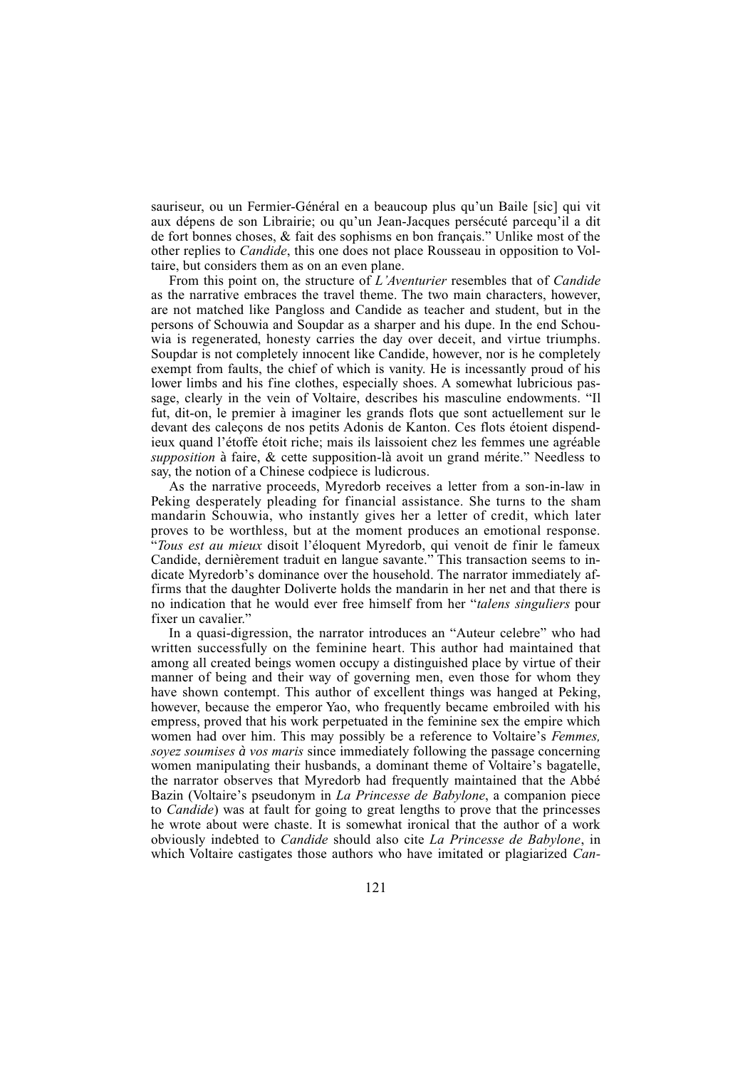sauriseur, ou un Fermier-Général en a beaucoup plus qu'un Baile [sic] qui vit aux dépens de son Librairie; ou qu'un Jean-Jacques persécuté parcequ'il a dit de fort bonnes choses, & fait des sophisms en bon français." Unlike most of the other replies to *Candide*, this one does not place Rousseau in opposition to Voltaire, but considers them as on an even plane.

From this point on, the structure of *L'Aventurier* resembles that of *Candide* as the narrative embraces the travel theme. The two main characters, however, are not matched like Pangloss and Candide as teacher and student, but in the persons of Schouwia and Soupdar as a sharper and his dupe. In the end Schouwia is regenerated, honesty carries the day over deceit, and virtue triumphs. Soupdar is not completely innocent like Candide, however, nor is he completely exempt from faults, the chief of which is vanity. He is incessantly proud of his lower limbs and his fine clothes, especially shoes. A somewhat lubricious passage, clearly in the vein of Voltaire, describes his masculine endowments. "Il fut, dit-on, le premier à imaginer les grands flots que sont actuellement sur le devant des caleçons de nos petits Adonis de Kanton. Ces flots étoient dispendieux quand l'étoffe étoit riche; mais ils laissoient chez les femmes une agréable *supposition* à faire, & cette supposition-là avoit un grand mérite." Needless to say, the notion of a Chinese codpiece is ludicrous.

As the narrative proceeds, Myredorb receives a letter from a son-in-law in Peking desperately pleading for financial assistance. She turns to the sham mandarin Schouwia, who instantly gives her a letter of credit, which later proves to be worthless, but at the moment produces an emotional response. "*Tous est au mieux* disoit l'éloquent Myredorb, qui venoit de finir le fameux Candide, dernièrement traduit en langue savante." This transaction seems to indicate Myredorb's dominance over the household. The narrator immediately affirms that the daughter Doliverte holds the mandarin in her net and that there is no indication that he would ever free himself from her "*talens singuliers* pour fixer un cavalier."

In a quasi-digression, the narrator introduces an "Auteur celebre" who had written successfully on the feminine heart. This author had maintained that among all created beings women occupy a distinguished place by virtue of their manner of being and their way of governing men, even those for whom they have shown contempt. This author of excellent things was hanged at Peking, however, because the emperor Yao, who frequently became embroiled with his empress, proved that his work perpetuated in the feminine sex the empire which women had over him. This may possibly be a reference to Voltaire's *Femmes, soyez soumises à vos maris* since immediately following the passage concerning women manipulating their husbands, a dominant theme of Voltaire's bagatelle, the narrator observes that Myredorb had frequently maintained that the Abbé Bazin (Voltaire's pseudonym in *La Princesse de Babylone*, a companion piece to *Candide*) was at fault for going to great lengths to prove that the princesses he wrote about were chaste. It is somewhat ironical that the author of a work obviously indebted to *Candide* should also cite *La Princesse de Babylone*, in which Voltaire castigates those authors who have imitated or plagiarized *Can-*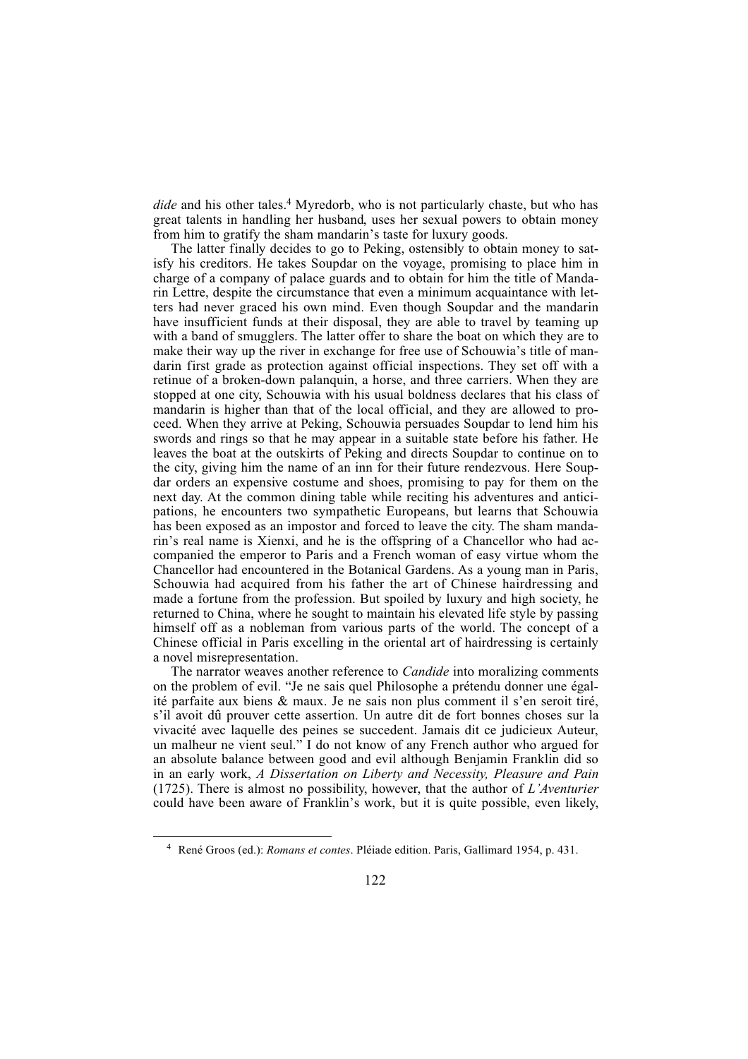*dide* and his other tales.[4] Myredorb, who is not particularly chaste, but who has great talents in handling her husband, uses her sexual powers to obtain money from him to gratify the sham mandarin's taste for luxury goods.

The latter finally decides to go to Peking, ostensibly to obtain money to satisfy his creditors. He takes Soupdar on the voyage, promising to place him in charge of a company of palace guards and to obtain for him the title of Mandarin Lettre, despite the circumstance that even a minimum acquaintance with letters had never graced his own mind. Even though Soupdar and the mandarin have insufficient funds at their disposal, they are able to travel by teaming up with a band of smugglers. The latter offer to share the boat on which they are to make their way up the river in exchange for free use of Schouwia's title of mandarin first grade as protection against official inspections. They set off with a retinue of a broken-down palanquin, a horse, and three carriers. When they are stopped at one city, Schouwia with his usual boldness declares that his class of mandarin is higher than that of the local official, and they are allowed to proceed. When they arrive at Peking, Schouwia persuades Soupdar to lend him his swords and rings so that he may appear in a suitable state before his father. He leaves the boat at the outskirts of Peking and directs Soupdar to continue on to the city, giving him the name of an inn for their future rendezvous. Here Soupdar orders an expensive costume and shoes, promising to pay for them on the next day. At the common dining table while reciting his adventures and anticipations, he encounters two sympathetic Europeans, but learns that Schouwia has been exposed as an impostor and forced to leave the city. The sham mandarin's real name is Xienxi, and he is the offspring of a Chancellor who had accompanied the emperor to Paris and a French woman of easy virtue whom the Chancellor had encountered in the Botanical Gardens. As a young man in Paris, Schouwia had acquired from his father the art of Chinese hairdressing and made a fortune from the profession. But spoiled by luxury and high society, he returned to China, where he sought to maintain his elevated life style by passing himself off as a nobleman from various parts of the world. The concept of a Chinese official in Paris excelling in the oriental art of hairdressing is certainly a novel misrepresentation.

The narrator weaves another reference to *Candide* into moralizing comments on the problem of evil. "Je ne sais quel Philosophe a prétendu donner une égalité parfaite aux biens & maux. Je ne sais non plus comment il s'en seroit tiré, s'il avoit dû prouver cette assertion. Un autre dit de fort bonnes choses sur la vivacité avec laquelle des peines se succedent. Jamais dit ce judicieux Auteur, un malheur ne vient seul." I do not know of any French author who argued for an absolute balance between good and evil although Benjamin Franklin did so in an early work, *A Dissertation on Liberty and Necessity, Pleasure and Pain* (1725). There is almost no possibility, however, that the author of *L'Aventurier* could have been aware of Franklin's work, but it is quite possible, even likely,

---

[4] René Groos (ed.): *Romans et contes*. Pléiade edition. Paris, Gallimard 1954, p. 431.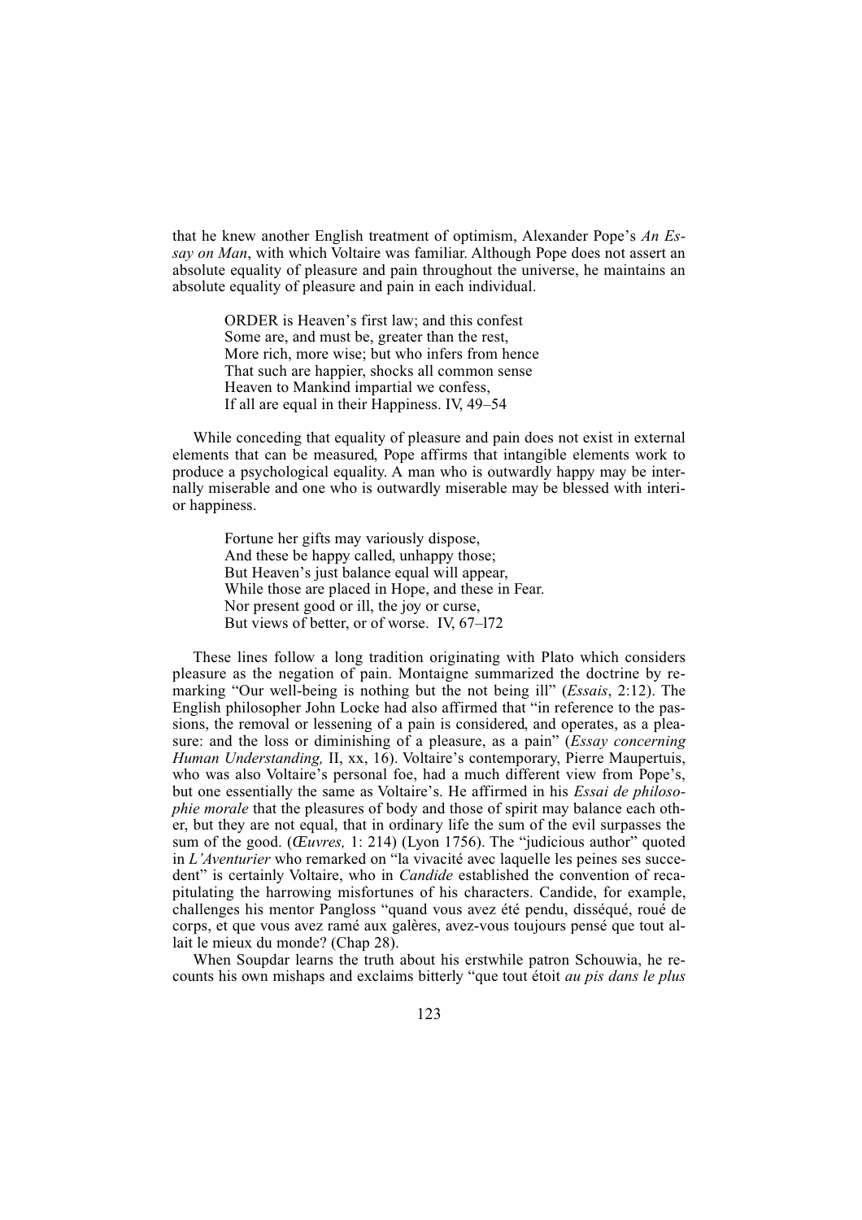that he knew another English treatment of optimism, Alexander Pope's *An Essay on Man*, with which Voltaire was familiar. Although Pope does not assert an absolute equality of pleasure and pain throughout the universe, he maintains an absolute equality of pleasure and pain in each individual.

> ORDER is Heaven's first law; and this confest
> Some are, and must be, greater than the rest,
> More rich, more wise; but who infers from hence
> That such are happier, shocks all common sense
> Heaven to Mankind impartial we confess,
> If all are equal in their Happiness. IV, 49–54

While conceding that equality of pleasure and pain does not exist in external elements that can be measured, Pope affirms that intangible elements work to produce a psychological equality. A man who is outwardly happy may be internally miserable and one who is outwardly miserable may be blessed with interior happiness.

> Fortune her gifts may variously dispose,
> And these be happy called, unhappy those;
> But Heaven's just balance equal will appear,
> While those are placed in Hope, and these in Fear.
> Nor present good or ill, the joy or curse,
> But views of better, or of worse. IV, 67–l72

These lines follow a long tradition originating with Plato which considers pleasure as the negation of pain. Montaigne summarized the doctrine by remarking "Our well-being is nothing but the not being ill" (*Essais*, 2:12). The English philosopher John Locke had also affirmed that "in reference to the passions, the removal or lessening of a pain is considered, and operates, as a pleasure: and the loss or diminishing of a pleasure, as a pain" (*Essay concerning Human Understanding,* II, xx, 16). Voltaire's contemporary, Pierre Maupertuis, who was also Voltaire's personal foe, had a much different view from Pope's, but one essentially the same as Voltaire's. He affirmed in his *Essai de philosophie morale* that the pleasures of body and those of spirit may balance each other, but they are not equal, that in ordinary life the sum of the evil surpasses the sum of the good. (*Œuvres,* 1: 214) (Lyon 1756). The "judicious author" quoted in *L'Aventurier* who remarked on "la vivacité avec laquelle les peines ses succedent" is certainly Voltaire, who in *Candide* established the convention of recapitulating the harrowing misfortunes of his characters. Candide, for example, challenges his mentor Pangloss "quand vous avez été pendu, disséqué, roué de corps, et que vous avez ramé aux galères, avez-vous toujours pensé que tout allait le mieux du monde? (Chap 28).

When Soupdar learns the truth about his erstwhile patron Schouwia, he recounts his own mishaps and exclaims bitterly "que tout étoit *au pis dans le plus*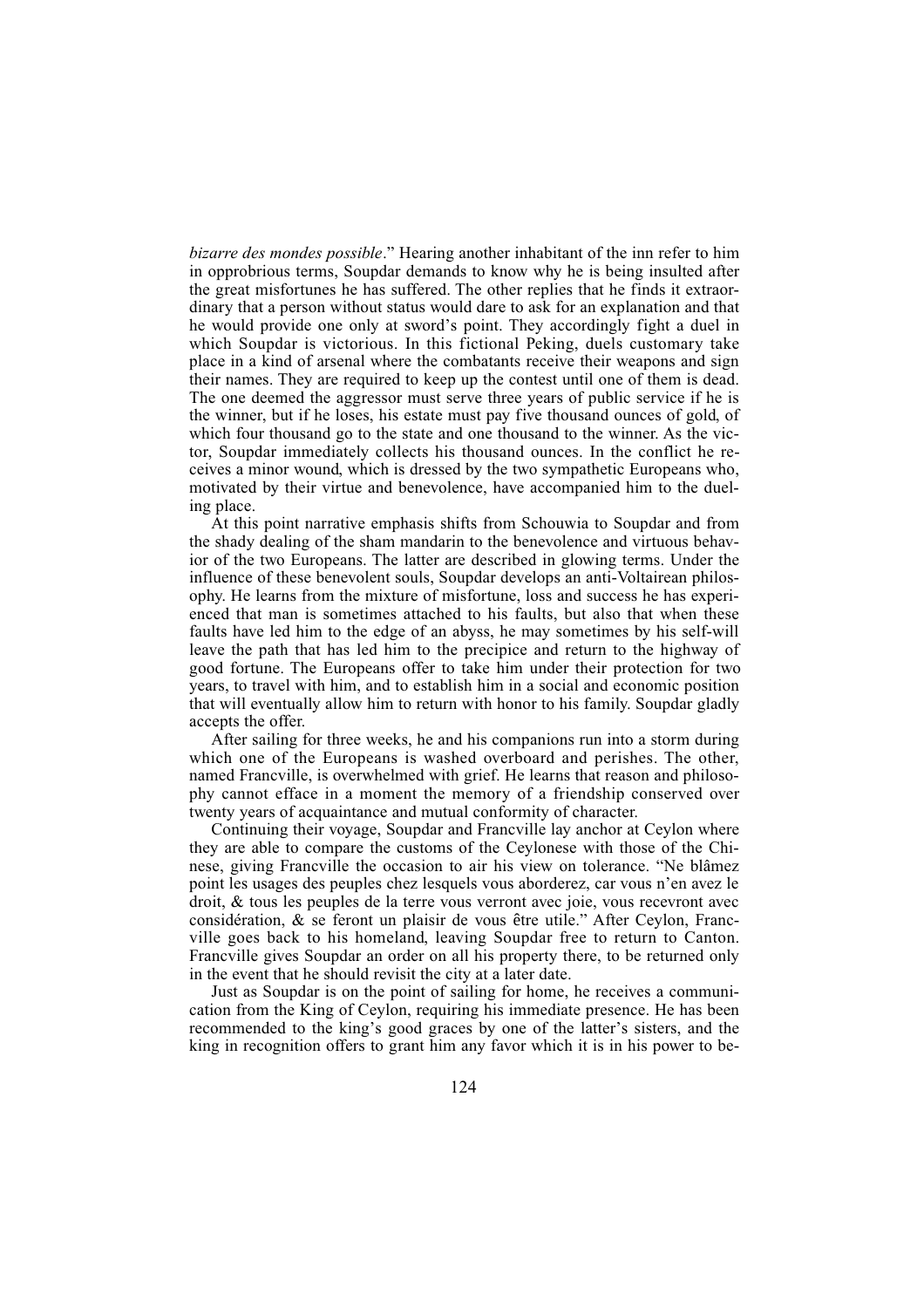*bizarre des mondes possible*." Hearing another inhabitant of the inn refer to him in opprobrious terms, Soupdar demands to know why he is being insulted after the great misfortunes he has suffered. The other replies that he finds it extraordinary that a person without status would dare to ask for an explanation and that he would provide one only at sword's point. They accordingly fight a duel in which Soupdar is victorious. In this fictional Peking, duels customary take place in a kind of arsenal where the combatants receive their weapons and sign their names. They are required to keep up the contest until one of them is dead. The one deemed the aggressor must serve three years of public service if he is the winner, but if he loses, his estate must pay five thousand ounces of gold, of which four thousand go to the state and one thousand to the winner. As the victor, Soupdar immediately collects his thousand ounces. In the conflict he receives a minor wound, which is dressed by the two sympathetic Europeans who, motivated by their virtue and benevolence, have accompanied him to the dueling place.

At this point narrative emphasis shifts from Schouwia to Soupdar and from the shady dealing of the sham mandarin to the benevolence and virtuous behavior of the two Europeans. The latter are described in glowing terms. Under the influence of these benevolent souls, Soupdar develops an anti-Voltairean philosophy. He learns from the mixture of misfortune, loss and success he has experienced that man is sometimes attached to his faults, but also that when these faults have led him to the edge of an abyss, he may sometimes by his self-will leave the path that has led him to the precipice and return to the highway of good fortune. The Europeans offer to take him under their protection for two years, to travel with him, and to establish him in a social and economic position that will eventually allow him to return with honor to his family. Soupdar gladly accepts the offer.

After sailing for three weeks, he and his companions run into a storm during which one of the Europeans is washed overboard and perishes. The other, named Francville, is overwhelmed with grief. He learns that reason and philosophy cannot efface in a moment the memory of a friendship conserved over twenty years of acquaintance and mutual conformity of character.

Continuing their voyage, Soupdar and Francville lay anchor at Ceylon where they are able to compare the customs of the Ceylonese with those of the Chinese, giving Francville the occasion to air his view on tolerance. "Ne blâmez point les usages des peuples chez lesquels vous aborderez, car vous n'en avez le droit, & tous les peuples de la terre vous verront avec joie, vous recevront avec considération, & se feront un plaisir de vous être utile." After Ceylon, Francville goes back to his homeland, leaving Soupdar free to return to Canton. Francville gives Soupdar an order on all his property there, to be returned only in the event that he should revisit the city at a later date.

Just as Soupdar is on the point of sailing for home, he receives a communication from the King of Ceylon, requiring his immediate presence. He has been recommended to the king's good graces by one of the latter's sisters, and the king in recognition offers to grant him any favor which it is in his power to be-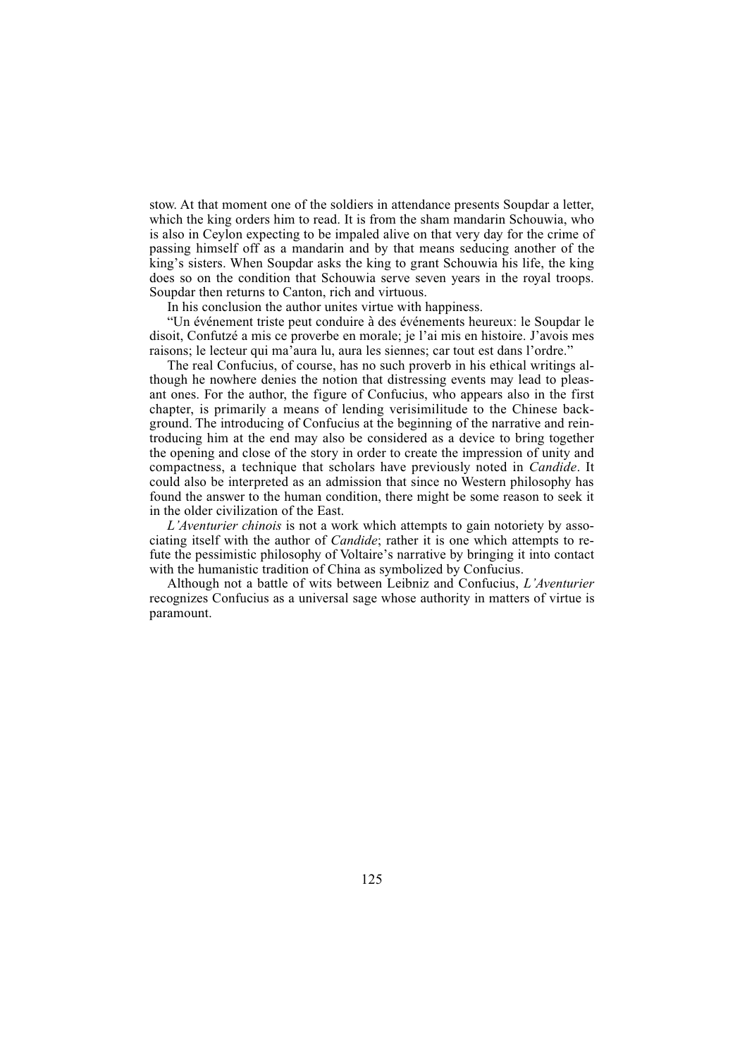stow. At that moment one of the soldiers in attendance presents Soupdar a letter, which the king orders him to read. It is from the sham mandarin Schouwia, who is also in Ceylon expecting to be impaled alive on that very day for the crime of passing himself off as a mandarin and by that means seducing another of the king's sisters. When Soupdar asks the king to grant Schouwia his life, the king does so on the condition that Schouwia serve seven years in the royal troops. Soupdar then returns to Canton, rich and virtuous.

In his conclusion the author unites virtue with happiness.

"Un événement triste peut conduire à des événements heureux: le Soupdar le disoit, Confutzé a mis ce proverbe en morale; je l'ai mis en histoire. J'avois mes raisons; le lecteur qui ma'aura lu, aura les siennes; car tout est dans l'ordre."

The real Confucius, of course, has no such proverb in his ethical writings although he nowhere denies the notion that distressing events may lead to pleasant ones. For the author, the figure of Confucius, who appears also in the first chapter, is primarily a means of lending verisimilitude to the Chinese background. The introducing of Confucius at the beginning of the narrative and reintroducing him at the end may also be considered as a device to bring together the opening and close of the story in order to create the impression of unity and compactness, a technique that scholars have previously noted in *Candide*. It could also be interpreted as an admission that since no Western philosophy has found the answer to the human condition, there might be some reason to seek it in the older civilization of the East.

*L'Aventurier chinois* is not a work which attempts to gain notoriety by associating itself with the author of *Candide*; rather it is one which attempts to refute the pessimistic philosophy of Voltaire's narrative by bringing it into contact with the humanistic tradition of China as symbolized by Confucius.

Although not a battle of wits between Leibniz and Confucius, *L'Aventurier* recognizes Confucius as a universal sage whose authority in matters of virtue is paramount.